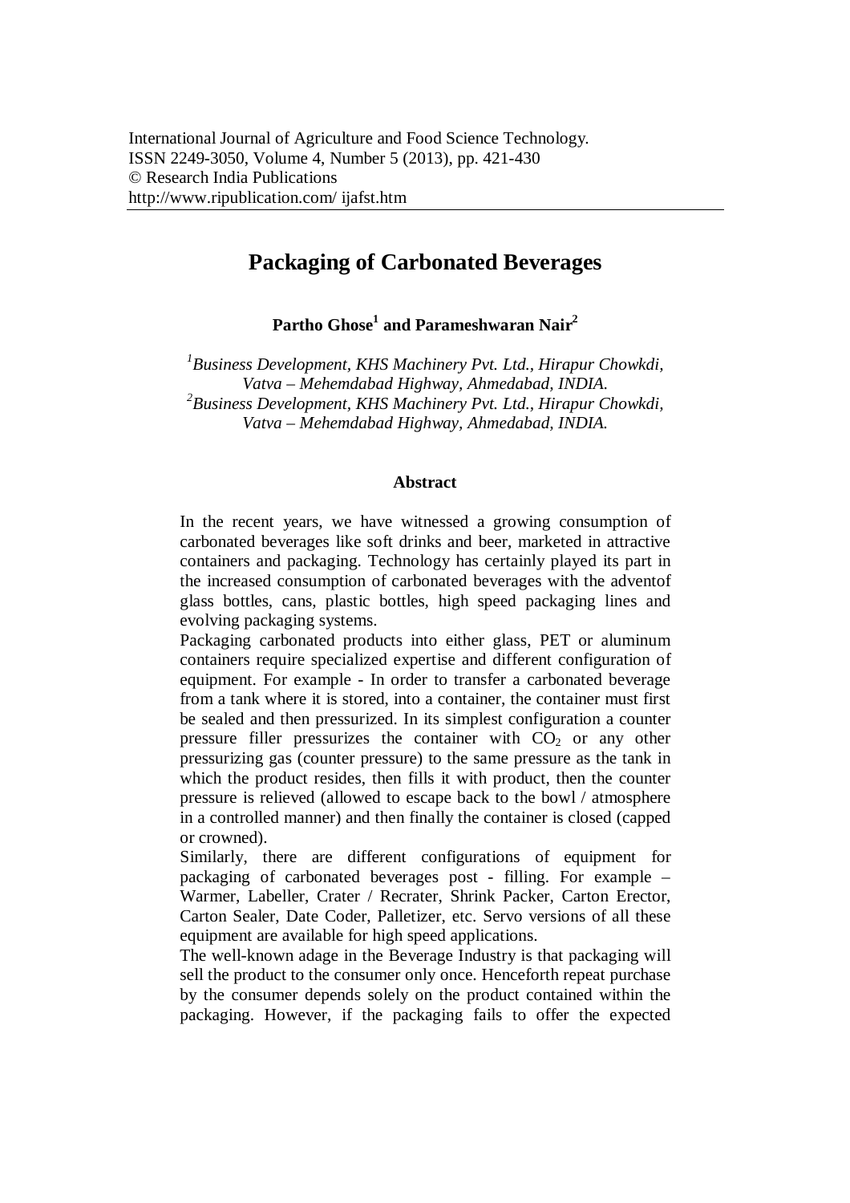International Journal of Agriculture and Food Science Technology.
ISSN 2249-3050, Volume 4, Number 5 (2013), pp. 421-430
© Research India Publications
http://www.ripublication.com/ ijafst.htm

# Packaging of Carbonated Beverages

**Partho Ghose[1] and Parameshwaran Nair[2]**

*[1]Business Development, KHS Machinery Pvt. Ltd., Hirapur Chowkdi, Vatva – Mehemdabad Highway, Ahmedabad, INDIA.*
*[2]Business Development, KHS Machinery Pvt. Ltd., Hirapur Chowkdi, Vatva – Mehemdabad Highway, Ahmedabad, INDIA.*

## Abstract

In the recent years, we have witnessed a growing consumption of carbonated beverages like soft drinks and beer, marketed in attractive containers and packaging. Technology has certainly played its part in the increased consumption of carbonated beverages with the adventof glass bottles, cans, plastic bottles, high speed packaging lines and evolving packaging systems.

Packaging carbonated products into either glass, PET or aluminum containers require specialized expertise and different configuration of equipment. For example - In order to transfer a carbonated beverage from a tank where it is stored, into a container, the container must first be sealed and then pressurized. In its simplest configuration a counter pressure filler pressurizes the container with $CO_2$ or any other pressurizing gas (counter pressure) to the same pressure as the tank in which the product resides, then fills it with product, then the counter pressure is relieved (allowed to escape back to the bowl / atmosphere in a controlled manner) and then finally the container is closed (capped or crowned).

Similarly, there are different configurations of equipment for packaging of carbonated beverages post - filling. For example – Warmer, Labeller, Crater / Recrater, Shrink Packer, Carton Erector, Carton Sealer, Date Coder, Palletizer, etc. Servo versions of all these equipment are available for high speed applications.

The well-known adage in the Beverage Industry is that packaging will sell the product to the consumer only once. Henceforth repeat purchase by the consumer depends solely on the product contained within the packaging. However, if the packaging fails to offer the expected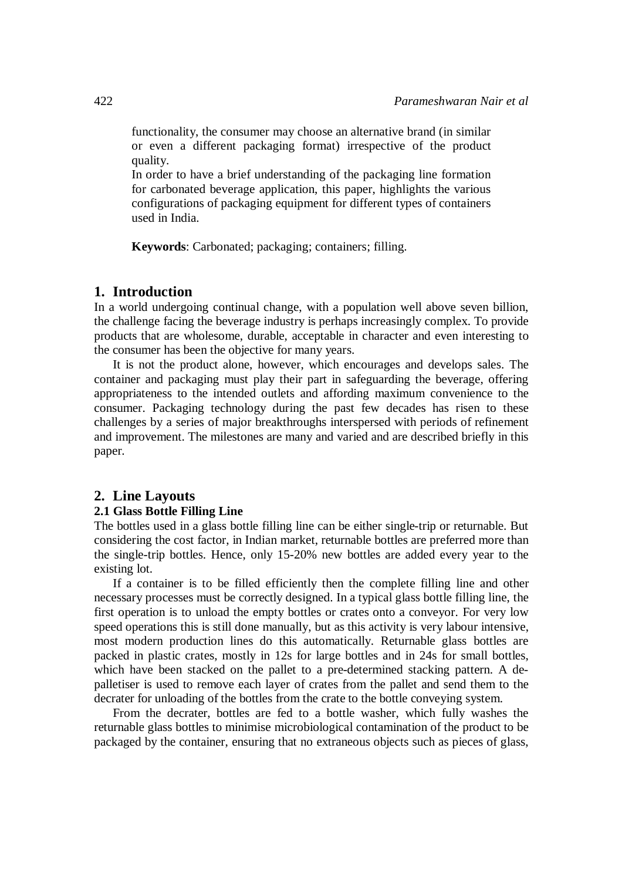functionality, the consumer may choose an alternative brand (in similar or even a different packaging format) irrespective of the product quality.

In order to have a brief understanding of the packaging line formation for carbonated beverage application, this paper, highlights the various configurations of packaging equipment for different types of containers used in India.

**Keywords**: Carbonated; packaging; containers; filling.

## 1. Introduction

In a world undergoing continual change, with a population well above seven billion, the challenge facing the beverage industry is perhaps increasingly complex. To provide products that are wholesome, durable, acceptable in character and even interesting to the consumer has been the objective for many years.

It is not the product alone, however, which encourages and develops sales. The container and packaging must play their part in safeguarding the beverage, offering appropriateness to the intended outlets and affording maximum convenience to the consumer. Packaging technology during the past few decades has risen to these challenges by a series of major breakthroughs interspersed with periods of refinement and improvement. The milestones are many and varied and are described briefly in this paper.

## 2. Line Layouts

### 2.1 Glass Bottle Filling Line

The bottles used in a glass bottle filling line can be either single-trip or returnable. But considering the cost factor, in Indian market, returnable bottles are preferred more than the single-trip bottles. Hence, only 15-20% new bottles are added every year to the existing lot.

If a container is to be filled efficiently then the complete filling line and other necessary processes must be correctly designed. In a typical glass bottle filling line, the first operation is to unload the empty bottles or crates onto a conveyor. For very low speed operations this is still done manually, but as this activity is very labour intensive, most modern production lines do this automatically. Returnable glass bottles are packed in plastic crates, mostly in 12s for large bottles and in 24s for small bottles, which have been stacked on the pallet to a pre-determined stacking pattern. A de-palletiser is used to remove each layer of crates from the pallet and send them to the decrater for unloading of the bottles from the crate to the bottle conveying system.

From the decrater, bottles are fed to a bottle washer, which fully washes the returnable glass bottles to minimise microbiological contamination of the product to be packaged by the container, ensuring that no extraneous objects such as pieces of glass,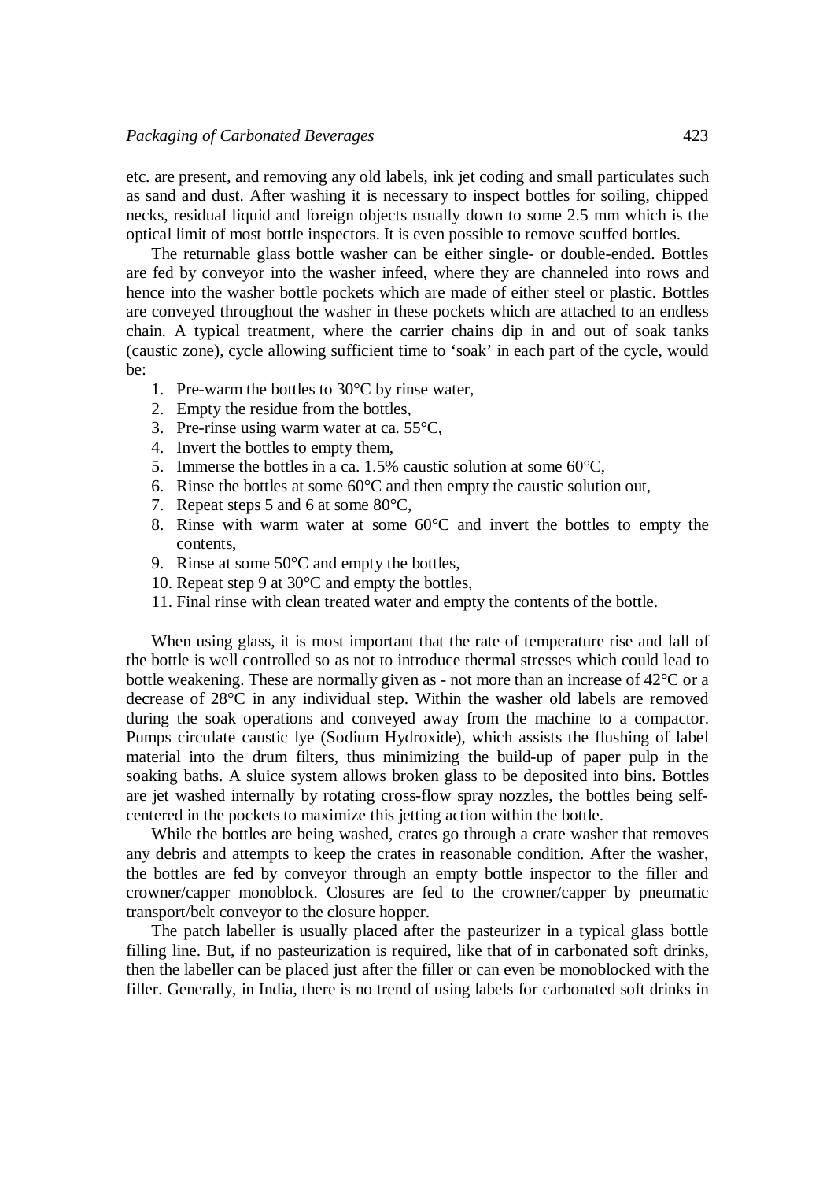etc. are present, and removing any old labels, ink jet coding and small particulates such as sand and dust. After washing it is necessary to inspect bottles for soiling, chipped necks, residual liquid and foreign objects usually down to some 2.5 mm which is the optical limit of most bottle inspectors. It is even possible to remove scuffed bottles.

The returnable glass bottle washer can be either single- or double-ended. Bottles are fed by conveyor into the washer infeed, where they are channeled into rows and hence into the washer bottle pockets which are made of either steel or plastic. Bottles are conveyed throughout the washer in these pockets which are attached to an endless chain. A typical treatment, where the carrier chains dip in and out of soak tanks (caustic zone), cycle allowing sufficient time to 'soak' in each part of the cycle, would be:

1. Pre-warm the bottles to 30°C by rinse water,
2. Empty the residue from the bottles,
3. Pre-rinse using warm water at ca. 55°C,
4. Invert the bottles to empty them,
5. Immerse the bottles in a ca. 1.5% caustic solution at some 60°C,
6. Rinse the bottles at some 60°C and then empty the caustic solution out,
7. Repeat steps 5 and 6 at some 80°C,
8. Rinse with warm water at some 60°C and invert the bottles to empty the contents,
9. Rinse at some 50°C and empty the bottles,
10. Repeat step 9 at 30°C and empty the bottles,
11. Final rinse with clean treated water and empty the contents of the bottle.

When using glass, it is most important that the rate of temperature rise and fall of the bottle is well controlled so as not to introduce thermal stresses which could lead to bottle weakening. These are normally given as - not more than an increase of 42°C or a decrease of 28°C in any individual step. Within the washer old labels are removed during the soak operations and conveyed away from the machine to a compactor. Pumps circulate caustic lye (Sodium Hydroxide), which assists the flushing of label material into the drum filters, thus minimizing the build-up of paper pulp in the soaking baths. A sluice system allows broken glass to be deposited into bins. Bottles are jet washed internally by rotating cross-flow spray nozzles, the bottles being self-centered in the pockets to maximize this jetting action within the bottle.

While the bottles are being washed, crates go through a crate washer that removes any debris and attempts to keep the crates in reasonable condition. After the washer, the bottles are fed by conveyor through an empty bottle inspector to the filler and crowner/capper monoblock. Closures are fed to the crowner/capper by pneumatic transport/belt conveyor to the closure hopper.

The patch labeller is usually placed after the pasteurizer in a typical glass bottle filling line. But, if no pasteurization is required, like that of in carbonated soft drinks, then the labeller can be placed just after the filler or can even be monoblocked with the filler. Generally, in India, there is no trend of using labels for carbonated soft drinks in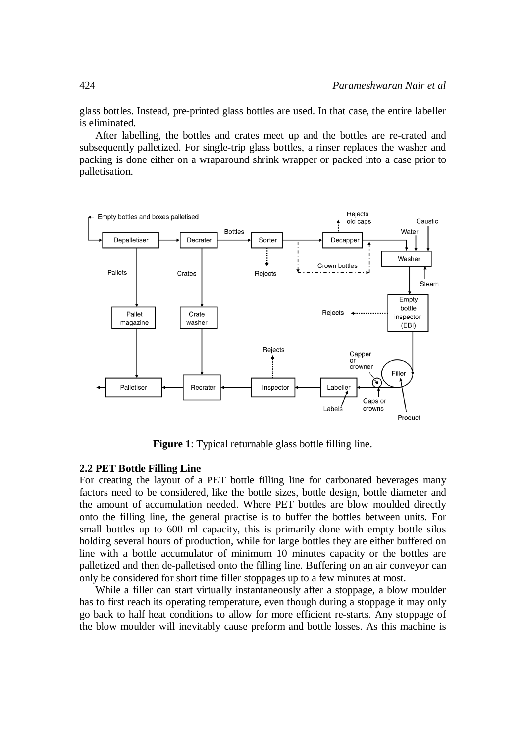glass bottles. Instead, pre-printed glass bottles are used. In that case, the entire labeller is eliminated.

After labelling, the bottles and crates meet up and the bottles are re-crated and subsequently palletized. For single-trip glass bottles, a rinser replaces the washer and packing is done either on a wraparound shrink wrapper or packed into a case prior to palletisation.

**Figure 1**: Typical returnable glass bottle filling line.

### 2.2 PET Bottle Filling Line

For creating the layout of a PET bottle filling line for carbonated beverages many factors need to be considered, like the bottle sizes, bottle design, bottle diameter and the amount of accumulation needed. Where PET bottles are blow moulded directly onto the filling line, the general practise is to buffer the bottles between units. For small bottles up to 600 ml capacity, this is primarily done with empty bottle silos holding several hours of production, while for large bottles they are either buffered on line with a bottle accumulator of minimum 10 minutes capacity or the bottles are palletized and then de-palletised onto the filling line. Buffering on an air conveyor can only be considered for short time filler stoppages up to a few minutes at most.

While a filler can start virtually instantaneously after a stoppage, a blow moulder has to first reach its operating temperature, even though during a stoppage it may only go back to half heat conditions to allow for more efficient re-starts. Any stoppage of the blow moulder will inevitably cause preform and bottle losses. As this machine is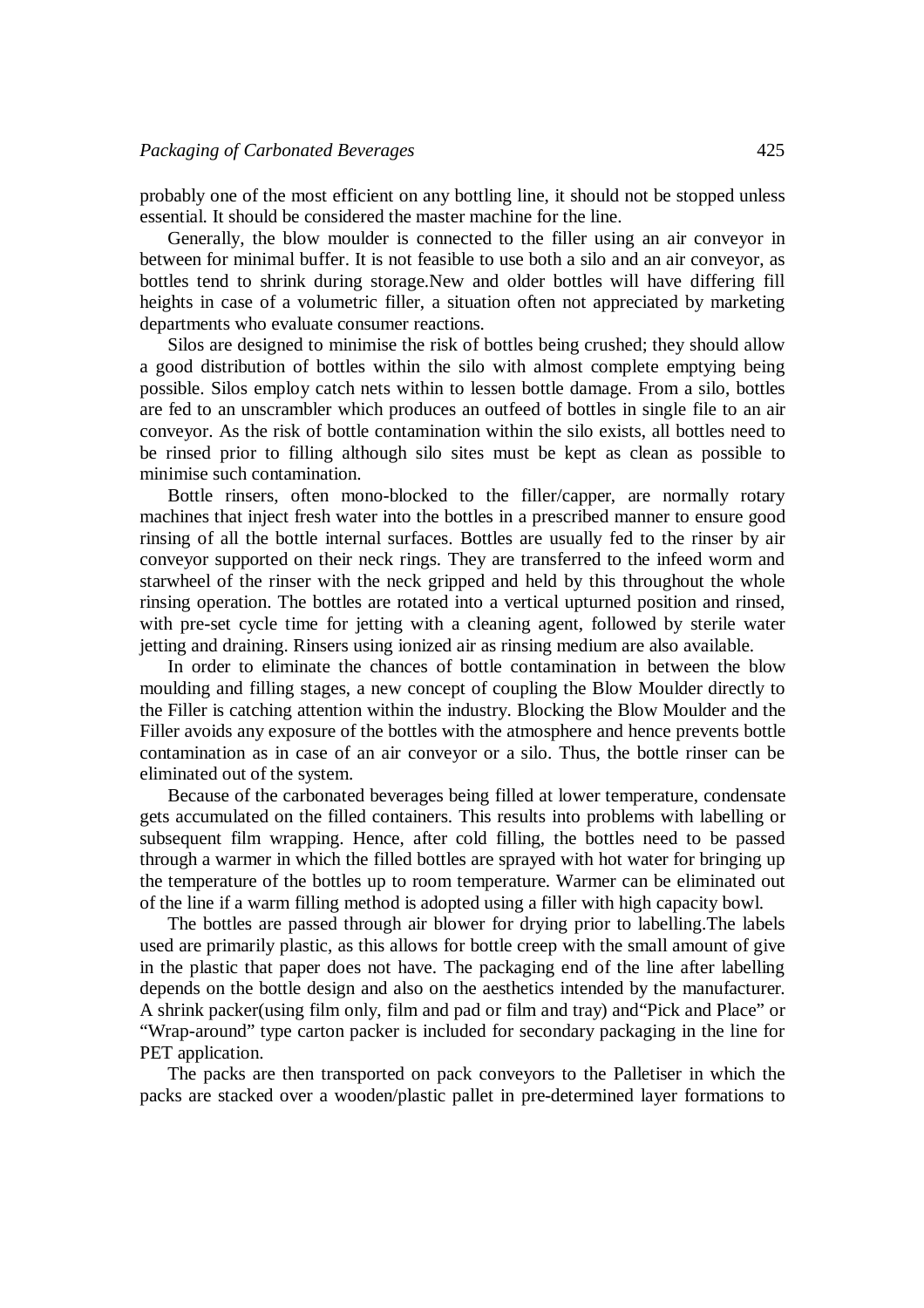probably one of the most efficient on any bottling line, it should not be stopped unless essential. It should be considered the master machine for the line.

Generally, the blow moulder is connected to the filler using an air conveyor in between for minimal buffer. It is not feasible to use both a silo and an air conveyor, as bottles tend to shrink during storage.New and older bottles will have differing fill heights in case of a volumetric filler, a situation often not appreciated by marketing departments who evaluate consumer reactions.

Silos are designed to minimise the risk of bottles being crushed; they should allow a good distribution of bottles within the silo with almost complete emptying being possible. Silos employ catch nets within to lessen bottle damage. From a silo, bottles are fed to an unscrambler which produces an outfeed of bottles in single file to an air conveyor. As the risk of bottle contamination within the silo exists, all bottles need to be rinsed prior to filling although silo sites must be kept as clean as possible to minimise such contamination.

Bottle rinsers, often mono-blocked to the filler/capper, are normally rotary machines that inject fresh water into the bottles in a prescribed manner to ensure good rinsing of all the bottle internal surfaces. Bottles are usually fed to the rinser by air conveyor supported on their neck rings. They are transferred to the infeed worm and starwheel of the rinser with the neck gripped and held by this throughout the whole rinsing operation. The bottles are rotated into a vertical upturned position and rinsed, with pre-set cycle time for jetting with a cleaning agent, followed by sterile water jetting and draining. Rinsers using ionized air as rinsing medium are also available.

In order to eliminate the chances of bottle contamination in between the blow moulding and filling stages, a new concept of coupling the Blow Moulder directly to the Filler is catching attention within the industry. Blocking the Blow Moulder and the Filler avoids any exposure of the bottles with the atmosphere and hence prevents bottle contamination as in case of an air conveyor or a silo. Thus, the bottle rinser can be eliminated out of the system.

Because of the carbonated beverages being filled at lower temperature, condensate gets accumulated on the filled containers. This results into problems with labelling or subsequent film wrapping. Hence, after cold filling, the bottles need to be passed through a warmer in which the filled bottles are sprayed with hot water for bringing up the temperature of the bottles up to room temperature. Warmer can be eliminated out of the line if a warm filling method is adopted using a filler with high capacity bowl.

The bottles are passed through air blower for drying prior to labelling.The labels used are primarily plastic, as this allows for bottle creep with the small amount of give in the plastic that paper does not have. The packaging end of the line after labelling depends on the bottle design and also on the aesthetics intended by the manufacturer. A shrink packer(using film only, film and pad or film and tray) and"Pick and Place" or "Wrap-around" type carton packer is included for secondary packaging in the line for PET application.

The packs are then transported on pack conveyors to the Palletiser in which the packs are stacked over a wooden/plastic pallet in pre-determined layer formations to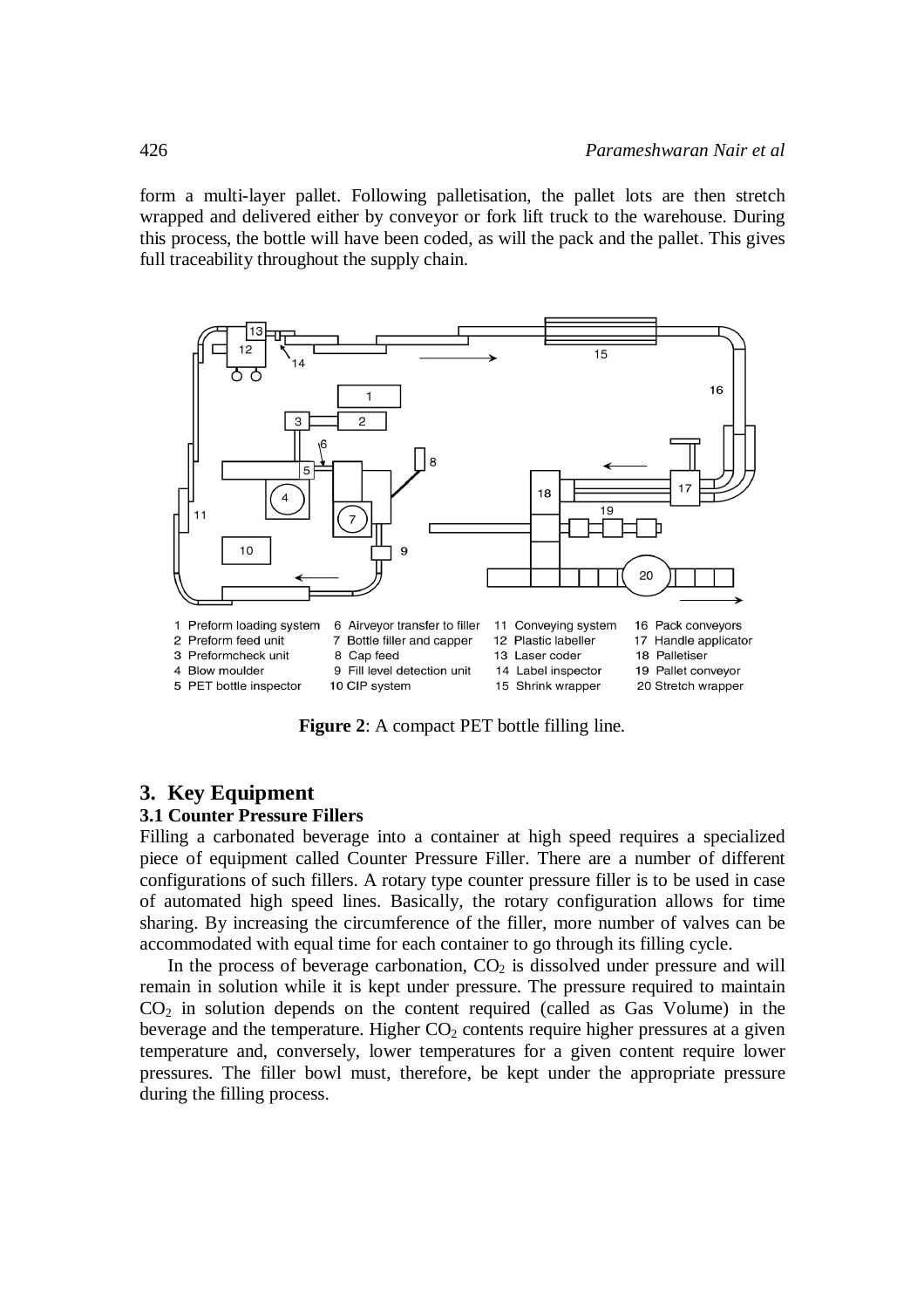form a multi-layer pallet. Following palletisation, the pallet lots are then stretch wrapped and delivered either by conveyor or fork lift truck to the warehouse. During this process, the bottle will have been coded, as will the pack and the pallet. This gives full traceability throughout the supply chain.

1 Preform loading system
2 Preform feed unit
3 Preformcheck unit
4 Blow moulder
5 PET bottle inspector
6 Airveyor transfer to filler
7 Bottle filler and capper
8 Cap feed
9 Fill level detection unit
10 CIP system
11 Conveying system
12 Plastic labeller
13 Laser coder
14 Label inspector
15 Shrink wrapper
16 Pack conveyors
17 Handle applicator
18 Palletiser
19 Pallet conveyor
20 Stretch wrapper

**Figure 2**: A compact PET bottle filling line.

## 3. Key Equipment

### 3.1 Counter Pressure Fillers

Filling a carbonated beverage into a container at high speed requires a specialized piece of equipment called Counter Pressure Filler. There are a number of different configurations of such fillers. A rotary type counter pressure filler is to be used in case of automated high speed lines. Basically, the rotary configuration allows for time sharing. By increasing the circumference of the filler, more number of valves can be accommodated with equal time for each container to go through its filling cycle.

In the process of beverage carbonation, $CO_2$ is dissolved under pressure and will remain in solution while it is kept under pressure. The pressure required to maintain $CO_2$ in solution depends on the content required (called as Gas Volume) in the beverage and the temperature. Higher $CO_2$ contents require higher pressures at a given temperature and, conversely, lower temperatures for a given content require lower pressures. The filler bowl must, therefore, be kept under the appropriate pressure during the filling process.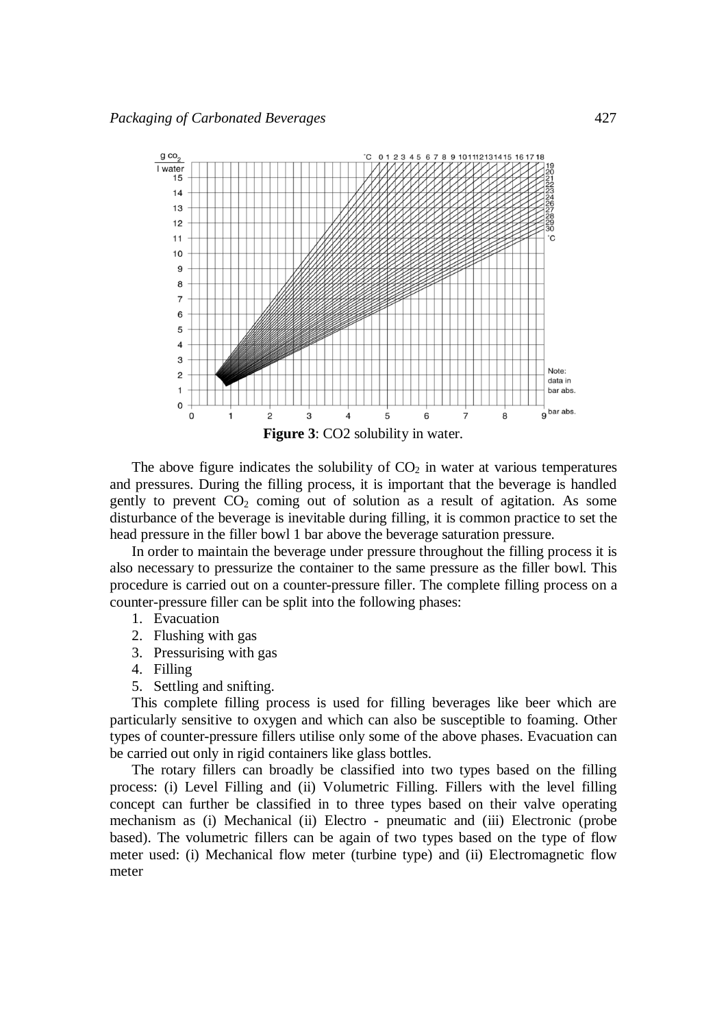**Figure 3**: CO2 solubility in water.

The above figure indicates the solubility of $CO_2$ in water at various temperatures and pressures. During the filling process, it is important that the beverage is handled gently to prevent $CO_2$ coming out of solution as a result of agitation. As some disturbance of the beverage is inevitable during filling, it is common practice to set the head pressure in the filler bowl 1 bar above the beverage saturation pressure.

In order to maintain the beverage under pressure throughout the filling process it is also necessary to pressurize the container to the same pressure as the filler bowl. This procedure is carried out on a counter-pressure filler. The complete filling process on a counter-pressure filler can be split into the following phases:

1. Evacuation
2. Flushing with gas
3. Pressurising with gas
4. Filling
5. Settling and snifting.

This complete filling process is used for filling beverages like beer which are particularly sensitive to oxygen and which can also be susceptible to foaming. Other types of counter-pressure fillers utilise only some of the above phases. Evacuation can be carried out only in rigid containers like glass bottles.

The rotary fillers can broadly be classified into two types based on the filling process: (i) Level Filling and (ii) Volumetric Filling. Fillers with the level filling concept can further be classified in to three types based on their valve operating mechanism as (i) Mechanical (ii) Electro - pneumatic and (iii) Electronic (probe based). The volumetric fillers can be again of two types based on the type of flow meter used: (i) Mechanical flow meter (turbine type) and (ii) Electromagnetic flow meter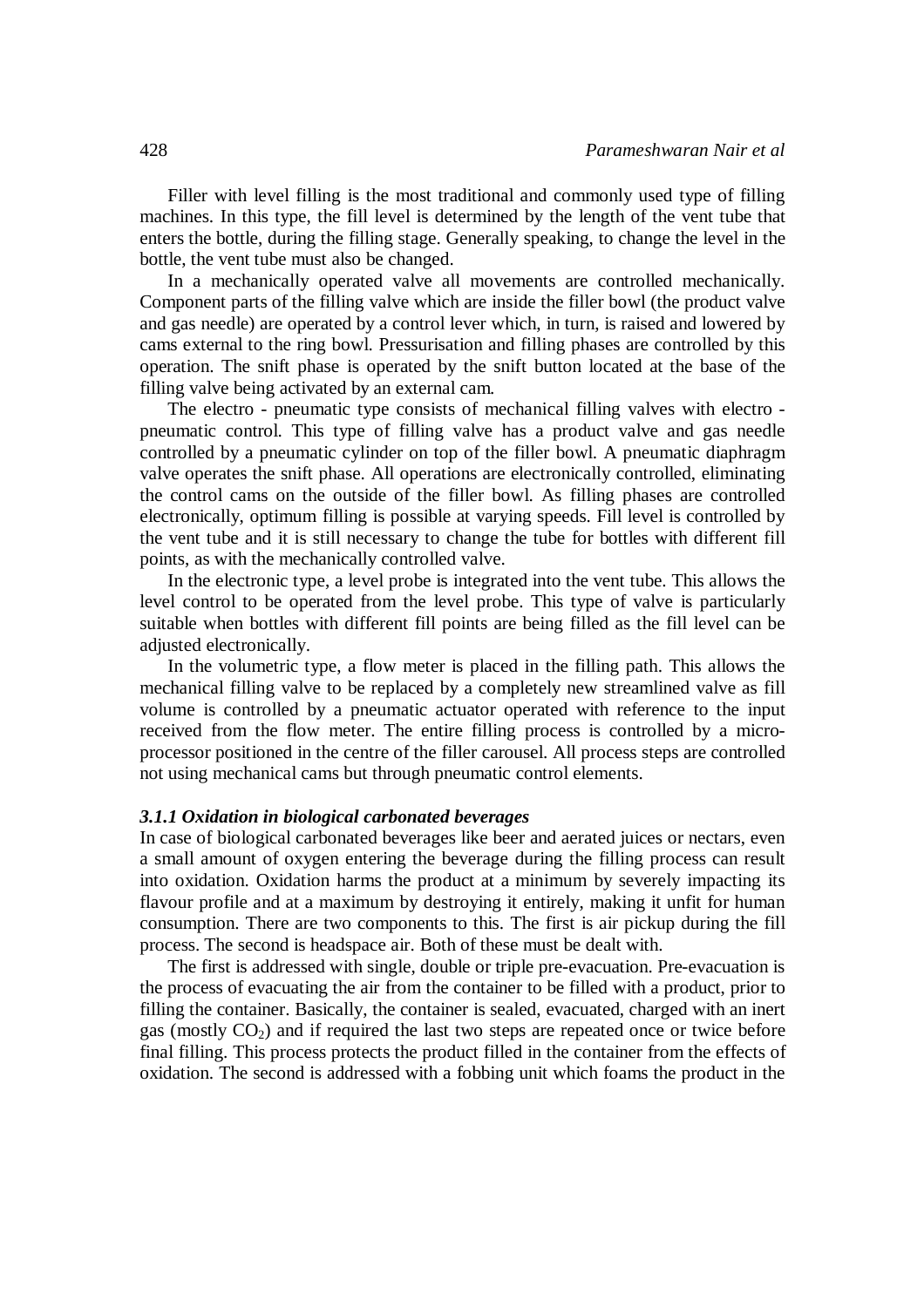Filler with level filling is the most traditional and commonly used type of filling machines. In this type, the fill level is determined by the length of the vent tube that enters the bottle, during the filling stage. Generally speaking, to change the level in the bottle, the vent tube must also be changed.

In a mechanically operated valve all movements are controlled mechanically. Component parts of the filling valve which are inside the filler bowl (the product valve and gas needle) are operated by a control lever which, in turn, is raised and lowered by cams external to the ring bowl. Pressurisation and filling phases are controlled by this operation. The snift phase is operated by the snift button located at the base of the filling valve being activated by an external cam.

The electro - pneumatic type consists of mechanical filling valves with electro - pneumatic control. This type of filling valve has a product valve and gas needle controlled by a pneumatic cylinder on top of the filler bowl. A pneumatic diaphragm valve operates the snift phase. All operations are electronically controlled, eliminating the control cams on the outside of the filler bowl. As filling phases are controlled electronically, optimum filling is possible at varying speeds. Fill level is controlled by the vent tube and it is still necessary to change the tube for bottles with different fill points, as with the mechanically controlled valve.

In the electronic type, a level probe is integrated into the vent tube. This allows the level control to be operated from the level probe. This type of valve is particularly suitable when bottles with different fill points are being filled as the fill level can be adjusted electronically.

In the volumetric type, a flow meter is placed in the filling path. This allows the mechanical filling valve to be replaced by a completely new streamlined valve as fill volume is controlled by a pneumatic actuator operated with reference to the input received from the flow meter. The entire filling process is controlled by a micro-processor positioned in the centre of the filler carousel. All process steps are controlled not using mechanical cams but through pneumatic control elements.

#### *3.1.1 Oxidation in biological carbonated beverages*

In case of biological carbonated beverages like beer and aerated juices or nectars, even a small amount of oxygen entering the beverage during the filling process can result into oxidation. Oxidation harms the product at a minimum by severely impacting its flavour profile and at a maximum by destroying it entirely, making it unfit for human consumption. There are two components to this. The first is air pickup during the fill process. The second is headspace air. Both of these must be dealt with.

The first is addressed with single, double or triple pre-evacuation. Pre-evacuation is the process of evacuating the air from the container to be filled with a product, prior to filling the container. Basically, the container is sealed, evacuated, charged with an inert gas (mostly $CO_2$) and if required the last two steps are repeated once or twice before final filling. This process protects the product filled in the container from the effects of oxidation. The second is addressed with a fobbing unit which foams the product in the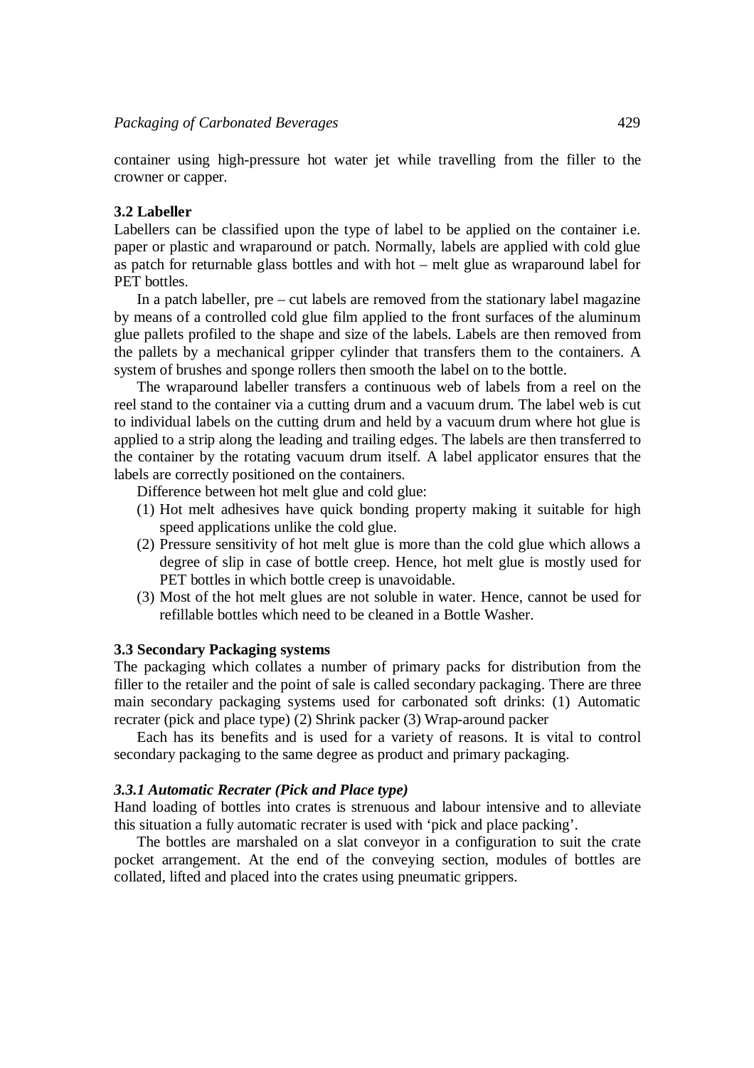container using high-pressure hot water jet while travelling from the filler to the crowner or capper.

### 3.2 Labeller

Labellers can be classified upon the type of label to be applied on the container i.e. paper or plastic and wraparound or patch. Normally, labels are applied with cold glue as patch for returnable glass bottles and with hot – melt glue as wraparound label for PET bottles.

In a patch labeller, pre – cut labels are removed from the stationary label magazine by means of a controlled cold glue film applied to the front surfaces of the aluminum glue pallets profiled to the shape and size of the labels. Labels are then removed from the pallets by a mechanical gripper cylinder that transfers them to the containers. A system of brushes and sponge rollers then smooth the label on to the bottle.

The wraparound labeller transfers a continuous web of labels from a reel on the reel stand to the container via a cutting drum and a vacuum drum. The label web is cut to individual labels on the cutting drum and held by a vacuum drum where hot glue is applied to a strip along the leading and trailing edges. The labels are then transferred to the container by the rotating vacuum drum itself. A label applicator ensures that the labels are correctly positioned on the containers.

Difference between hot melt glue and cold glue:

(1) Hot melt adhesives have quick bonding property making it suitable for high speed applications unlike the cold glue.
(2) Pressure sensitivity of hot melt glue is more than the cold glue which allows a degree of slip in case of bottle creep. Hence, hot melt glue is mostly used for PET bottles in which bottle creep is unavoidable.
(3) Most of the hot melt glues are not soluble in water. Hence, cannot be used for refillable bottles which need to be cleaned in a Bottle Washer.

### 3.3 Secondary Packaging systems

The packaging which collates a number of primary packs for distribution from the filler to the retailer and the point of sale is called secondary packaging. There are three main secondary packaging systems used for carbonated soft drinks: (1) Automatic recrater (pick and place type) (2) Shrink packer (3) Wrap-around packer

Each has its benefits and is used for a variety of reasons. It is vital to control secondary packaging to the same degree as product and primary packaging.

#### *3.3.1 Automatic Recrater (Pick and Place type)*

Hand loading of bottles into crates is strenuous and labour intensive and to alleviate this situation a fully automatic recrater is used with ‘pick and place packing’.

The bottles are marshaled on a slat conveyor in a configuration to suit the crate pocket arrangement. At the end of the conveying section, modules of bottles are collated, lifted and placed into the crates using pneumatic grippers.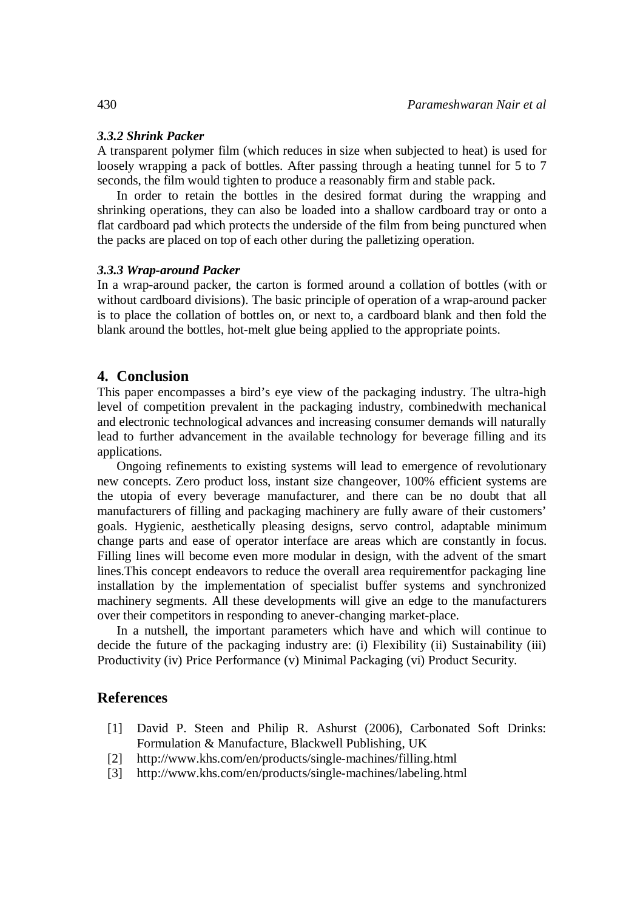### *3.3.2 Shrink Packer*

A transparent polymer film (which reduces in size when subjected to heat) is used for loosely wrapping a pack of bottles. After passing through a heating tunnel for 5 to 7 seconds, the film would tighten to produce a reasonably firm and stable pack.

In order to retain the bottles in the desired format during the wrapping and shrinking operations, they can also be loaded into a shallow cardboard tray or onto a flat cardboard pad which protects the underside of the film from being punctured when the packs are placed on top of each other during the palletizing operation.

### *3.3.3 Wrap-around Packer*

In a wrap-around packer, the carton is formed around a collation of bottles (with or without cardboard divisions). The basic principle of operation of a wrap-around packer is to place the collation of bottles on, or next to, a cardboard blank and then fold the blank around the bottles, hot-melt glue being applied to the appropriate points.

## 4. Conclusion

This paper encompasses a bird's eye view of the packaging industry. The ultra-high level of competition prevalent in the packaging industry, combinedwith mechanical and electronic technological advances and increasing consumer demands will naturally lead to further advancement in the available technology for beverage filling and its applications.

Ongoing refinements to existing systems will lead to emergence of revolutionary new concepts. Zero product loss, instant size changeover, 100% efficient systems are the utopia of every beverage manufacturer, and there can be no doubt that all manufacturers of filling and packaging machinery are fully aware of their customers' goals. Hygienic, aesthetically pleasing designs, servo control, adaptable minimum change parts and ease of operator interface are areas which are constantly in focus. Filling lines will become even more modular in design, with the advent of the smart lines.This concept endeavors to reduce the overall area requirementfor packaging line installation by the implementation of specialist buffer systems and synchronized machinery segments. All these developments will give an edge to the manufacturers over their competitors in responding to anever-changing market-place.

In a nutshell, the important parameters which have and which will continue to decide the future of the packaging industry are: (i) Flexibility (ii) Sustainability (iii) Productivity (iv) Price Performance (v) Minimal Packaging (vi) Product Security.

## References

[1] David P. Steen and Philip R. Ashurst (2006), Carbonated Soft Drinks: Formulation & Manufacture, Blackwell Publishing, UK

[2] http://www.khs.com/en/products/single-machines/filling.html

[3] http://www.khs.com/en/products/single-machines/labeling.html